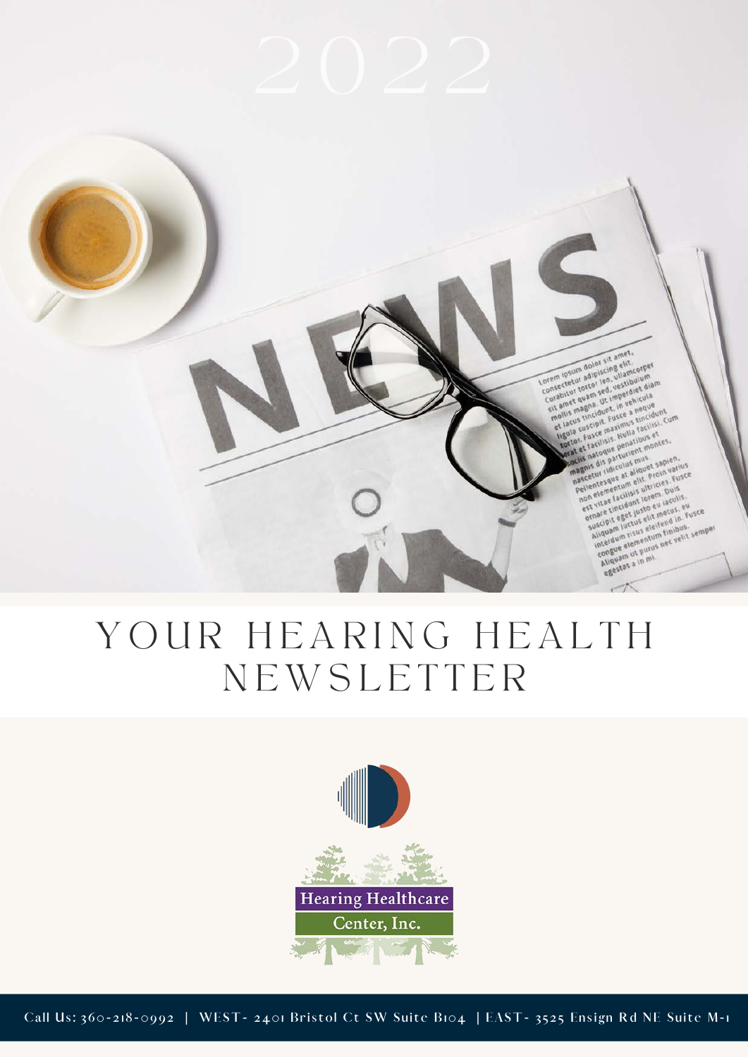2022

# YOUR HEARING HEALTH NEWSLETTER

Hearing Healthcare Center, Inc.

Call Us: 360-218-0992 | WEST- 2401 Bristol Ct SW Suite B104 | EAST- 3525 Ensign Rd NE Suite M-1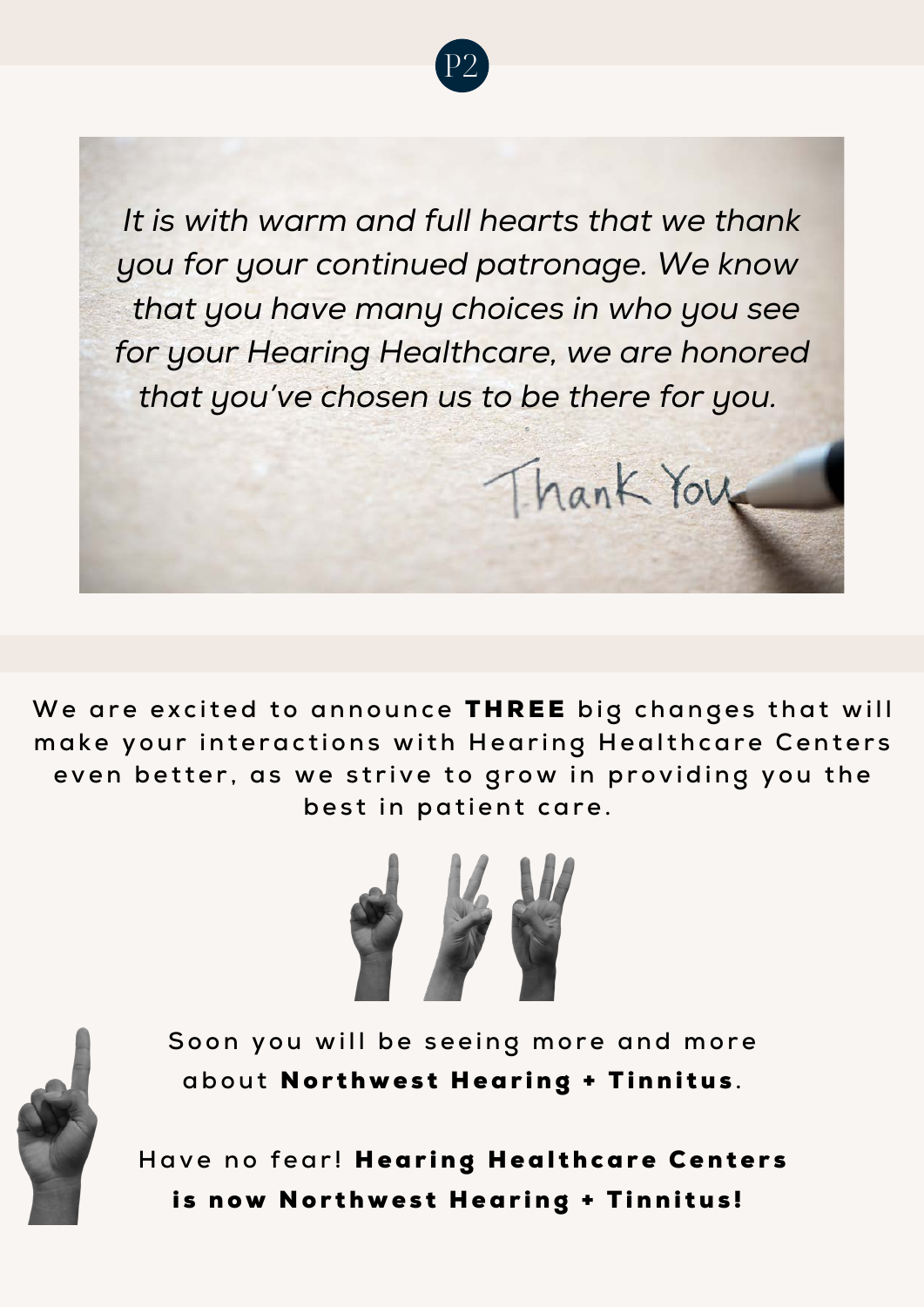*It is with warm and full hearts that we thank you for your continued patronage. We know that you have many choices in who you see for your Hearing Healthcare, we are honored that you've chosen us to be there for you.*

Thank You

We are excited to announce **THREE** big changes that will make your interactions with Hearing Healthcare Centers even better, as we strive to grow in providing you the best in patient care.

Soon you will be seeing more and more about **Northwest Hearing + Tinnitus**.

Have no fear! **Hearing Healthcare Centers is now Northwest Hearing + Tinnitus!**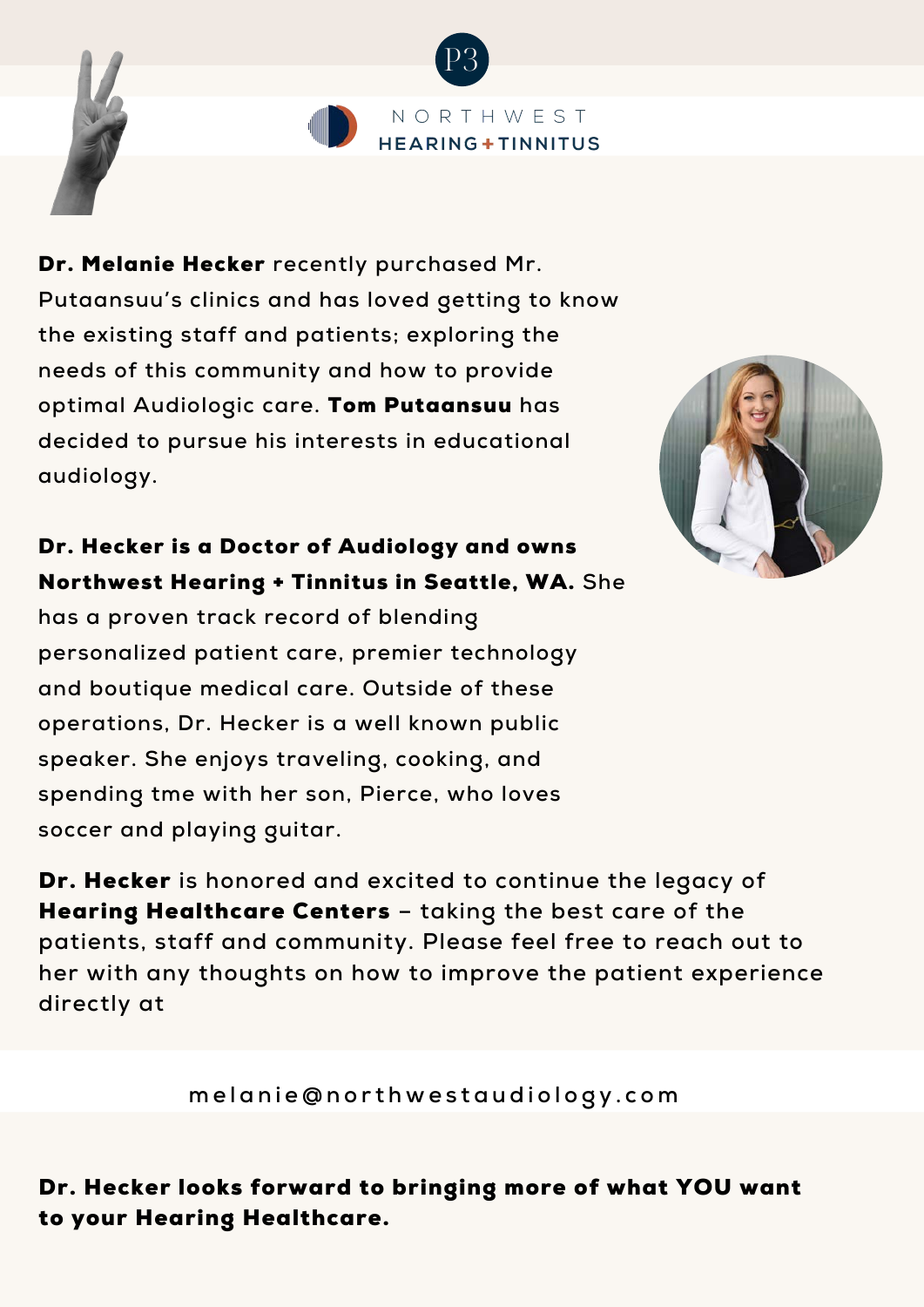NORTHWEST HEARING + TINNITUS

**Dr. Melanie Hecker** recently purchased Mr. Putaansuu's clinics and has loved getting to know the existing staff and patients; exploring the needs of this community and how to provide optimal Audiologic care. **Tom Putaansuu** has decided to pursue his interests in educational audiology.

**Dr. Hecker is a Doctor of Audiology and owns Northwest Hearing + Tinnitus in Seattle, WA.** She has a proven track record of blending personalized patient care, premier technology and boutique medical care. Outside of these operations, Dr. Hecker is a well known public speaker. She enjoys traveling, cooking, and spending tme with her son, Pierce, who loves soccer and playing guitar.

**Dr. Hecker** is honored and excited to continue the legacy of **Hearing Healthcare Centers** – taking the best care of the patients, staff and community. Please feel free to reach out to her with any thoughts on how to improve the patient experience directly at

melanie@northwestaudiology.com

**Dr. Hecker looks forward to bringing more of what YOU want to your Hearing Healthcare.**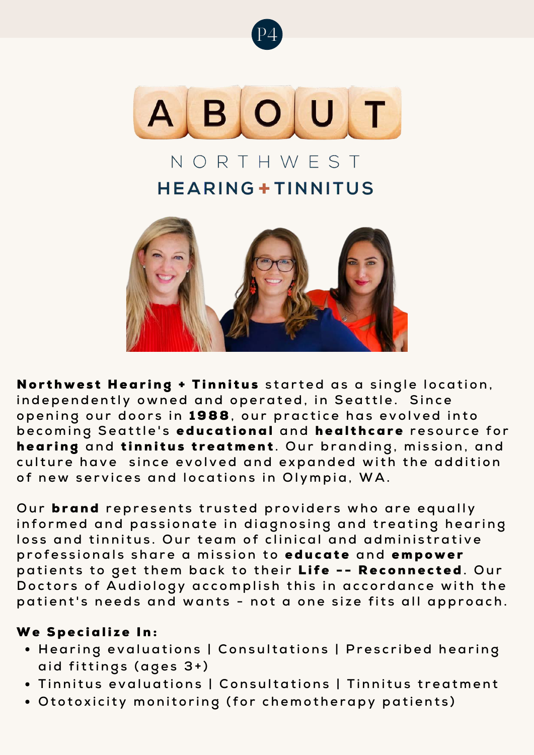# ABOUT

NORTHWEST

## HEARING + TINNITUS

**Northwest Hearing + Tinnitus** started as a single location, independently owned and operated, in Seattle. Since opening our doors in **1988**, our practice has evolved into becoming Seattle's **educational** and **healthcare** resource for **hearing** and **tinnitus treatment**. Our branding, mission, and culture have since evolved and expanded with the addition of new services and locations in Olympia, WA.

Our **brand** represents trusted providers who are equally informed and passionate in diagnosing and treating hearing loss and tinnitus. Our team of clinical and administrative professionals share a mission to **educate** and **empower** patients to get them back to their **Life -- Reconnected**. Our Doctors of Audiology accomplish this in accordance with the patient's needs and wants - not a one size fits all approach.

**We Specialize In:**

- Hearing evaluations | Consultations | Prescribed hearing aid fittings (ages 3+)
- Tinnitus evaluations | Consultations | Tinnitus treatment
- Ototoxicity monitoring (for chemotherapy patients)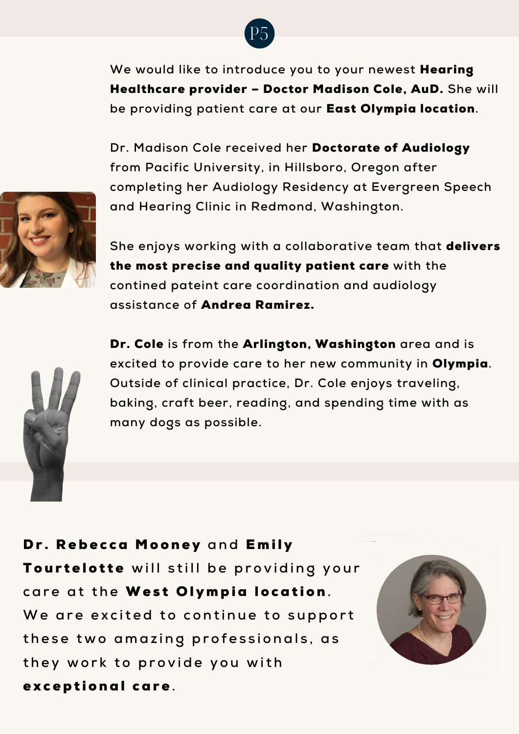We would like to introduce you to your newest **Hearing Healthcare provider – Doctor Madison Cole, AuD.** She will be providing patient care at our **East Olympia location**.

Dr. Madison Cole received her **Doctorate of Audiology** from Pacific University, in Hillsboro, Oregon after completing her Audiology Residency at Evergreen Speech and Hearing Clinic in Redmond, Washington.

She enjoys working with a collaborative team that **delivers the most precise and quality patient care** with the contined pateint care coordination and audiology assistance of **Andrea Ramirez.**

**Dr. Cole** is from the **Arlington, Washington** area and is excited to provide care to her new community in **Olympia**. Outside of clinical practice, Dr. Cole enjoys traveling, baking, craft beer, reading, and spending time with as many dogs as possible.

**Dr. Rebecca Mooney** and **Emily Tourtelotte** will still be providing your care at the **West Olympia location**. We are excited to continue to support these two amazing professionals, as they work to provide you with **exceptional care**.